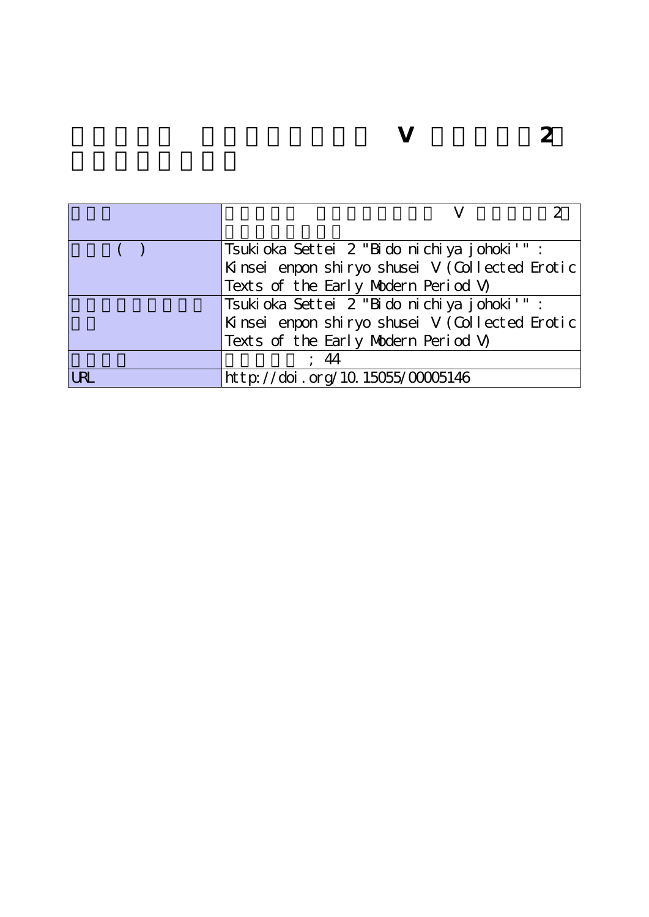# V 2

| | |
|---|---|
| | V 2 |
| ( ) | Tsukioka Settei 2 "Bido nichiya johoki'" : Kinsei enpon shiryo shusei V (Collected Erotic Texts of the Early Modern Period V) |
| | Tsukioka Settei 2 "Bido nichiya johoki'" : Kinsei enpon shiryo shusei V (Collected Erotic Texts of the Early Modern Period V) |
| | ; 44 |
| URL | http://doi.org/10.15055/00005146 |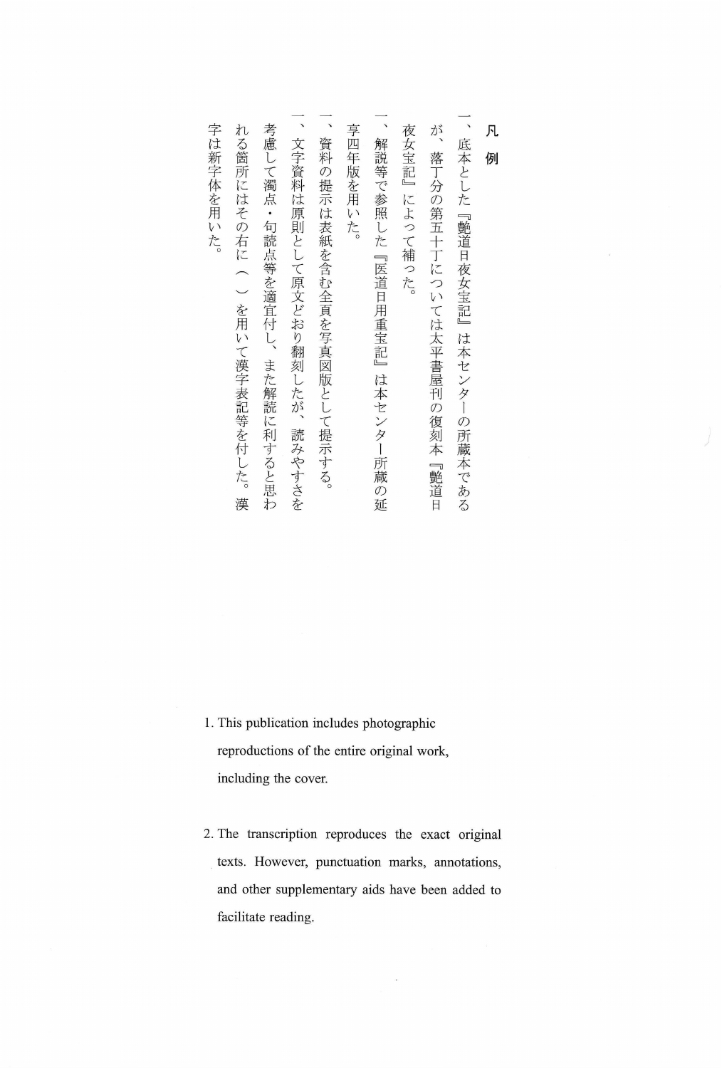## 凡　例

一、底本とした『艶道日夜女宝記』は本センターの所蔵本であるが、落丁分の第五十丁については太平書屋刊の復刻本『艶道日夜女宝記』によって補った。

一、解説等で参照した『医道日用重宝記』は本センター所蔵の延享四年版を用いた。

一、資料の提示は表紙を含む全頁を写真図版として提示する。

一、文字資料は原則として原文どおり翻刻したが、読みやすさを考慮して濁点・句読点等を適宜付し、また解読に利すると思われる箇所にはその右に（　）を用いて漢字表記等を付した。漢字は新字体を用いた。

1. This publication includes photographic reproductions of the entire original work, including the cover.

2. The transcription reproduces the exact original texts. However, punctuation marks, annotations, and other supplementary aids have been added to facilitate reading.